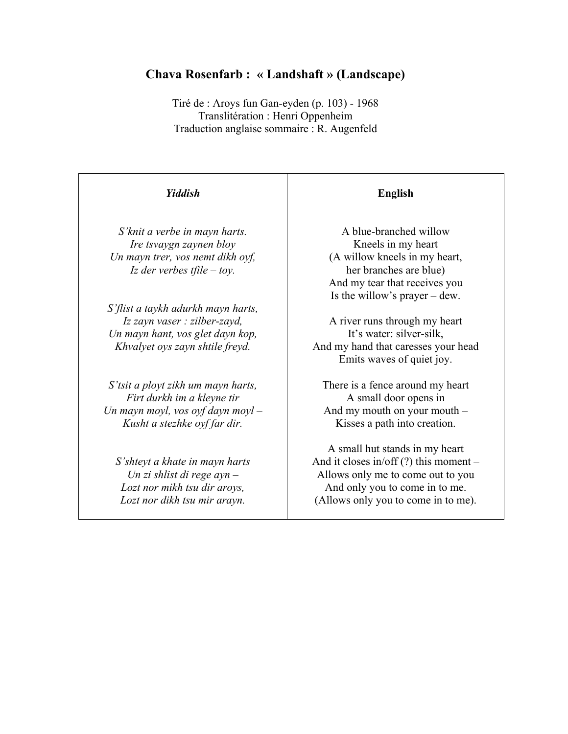# Chava Rosenfarb : « Landshaft » (Landscape)

Tiré de : Aroys fun Gan-eyden (p. 103) - 1968
Translitération : Henri Oppenheim
Traduction anglaise sommaire : R. Augenfeld

| *Yiddish* | **English** |
|---|---|
| *S'knit a verbe in mayn harts.*<br>*Ire tsvaygn zaynen bloy*<br>*Un mayn trer, vos nemt dikh oyf,*<br>*Iz der verbes tfile – toy.* | A blue-branched willow<br>Kneels in my heart<br>(A willow kneels in my heart,<br>her branches are blue)<br>And my tear that receives you<br>Is the willow's prayer – dew. |
| *S'flist a taykh adurkh mayn harts,*<br>*Iz zayn vaser : zilber-zayd,*<br>*Un mayn hant, vos glet dayn kop,*<br>*Khvalyet oys zayn shtile freyd.* | A river runs through my heart<br>It's water: silver-silk,<br>And my hand that caresses your head<br>Emits waves of quiet joy. |
| *S'tsit a ployt zikh um mayn harts,*<br>*Firt durkh im a kleyne tir*<br>*Un mayn moyl, vos oyf dayn moyl –*<br>*Kusht a stezhke oyf far dir.* | There is a fence around my heart<br>A small door opens in<br>And my mouth on your mouth –<br>Kisses a path into creation. |
| *S'shteyt a khate in mayn harts*<br>*Un zi shlist di rege ayn –*<br>*Lozt nor mikh tsu dir aroys,*<br>*Lozt nor dikh tsu mir arayn.* | A small hut stands in my heart<br>And it closes in/off (?) this moment –<br>Allows only me to come out to you<br>And only you to come in to me.<br>(Allows only you to come in to me). |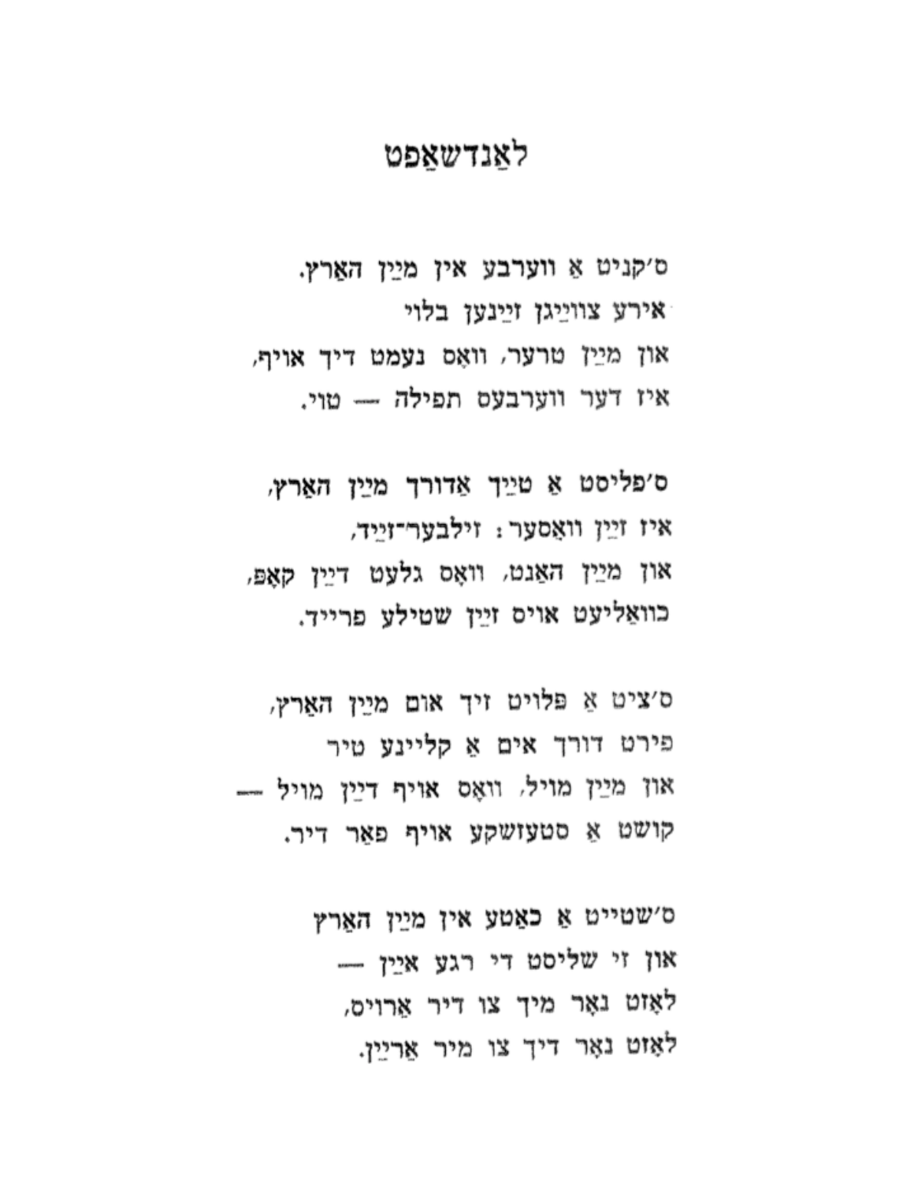# לאַנדשאַפט

ס'קניט אַ ווערבע אין מײַן האַרץ.
אירע צווײַגן זײַנען בלוי
און מײַן טרער, וואָס נעמט דיך אויף,
איז דער ווערבעס תּפֿילה — טוי.

ס'פֿליסט אַ טײַך אַדורך מײַן האַרץ,
איז זײַן וואַסער: זילבער־זײַד,
און מײַן האַנט, וואָס גלעט דײַן קאָפּ,
כוואַליעט אויס זײַן שטילע פֿרייד.

ס'ציט אַ פּלויט זיך אום מײַן האַרץ,
פֿירט דורך אים אַ קליינע טיר
און מײַן מויל, וואָס אויף דײַן מויל —
קושט אַ סטעזשקע אויף פֿאַר דיר.

ס'שטייט אַ כאַטע אין מײַן האַרץ
און זי שליסט די רגע אײַן —
לאָזט נאָר מיך צו דיר אַרויס,
לאָזט נאָר דיך צו מיר אַרײַן.